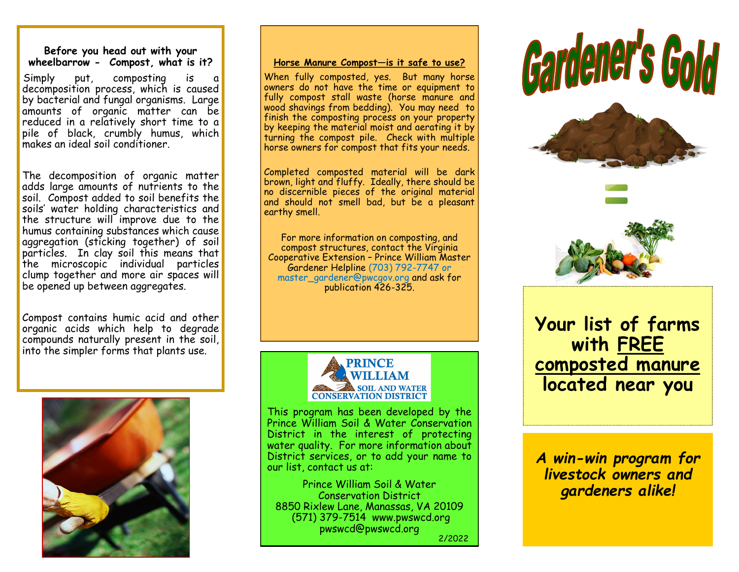**Before you head out with your wheelbarrow - Compost, what is it?**

Simply put, composting is a decomposition process, which is caused by bacterial and fungal organisms. Large amounts of organic matter can be reduced in a relatively short time to a pile of black, crumbly humus, which makes an ideal soil conditioner.

The decomposition of organic matter adds large amounts of nutrients to the soil. Compost added to soil benefits the soils' water holding characteristics and the structure will improve due to the humus containing substances which cause aggregation (sticking together) of soil particles. In clay soil this means that the microscopic individual particles clump together and more air spaces will be opened up between aggregates.

Compost contains humic acid and other organic acids which help to degrade compounds naturally present in the soil, into the simpler forms that plants use.

**Horse Manure Compost—is it safe to use?**

When fully composted, yes. But many horse owners do not have the time or equipment to fully compost stall waste (horse manure and wood shavings from bedding). You may need to finish the composting process on your property by keeping the material moist and aerating it by turning the compost pile. Check with multiple horse owners for compost that fits your needs.

Completed composted material will be dark brown, light and fluffy. Ideally, there should be no discernible pieces of the original material and should not smell bad, but be a pleasant earthy smell.

For more information on composting, and compost structures, contact the Virginia Cooperative Extension – Prince William Master Gardener Helpline (703) 792-7747 or master_gardener@pwcgov.org and ask for publication 426-325.

PRINCE WILLIAM SOIL AND WATER CONSERVATION DISTRICT

This program has been developed by the Prince William Soil & Water Conservation District in the interest of protecting water quality. For more information about District services, or to add your name to our list, contact us at:

Prince William Soil & Water Conservation District
8850 Rixlew Lane, Manassas, VA 20109
(571) 379-7514 www.pwswcd.org
pwswcd@pwswcd.org

2/2022

# Gardener's Gold

## Your list of farms with FREE composted manure located near you

***A win-win program for livestock owners and gardeners alike!***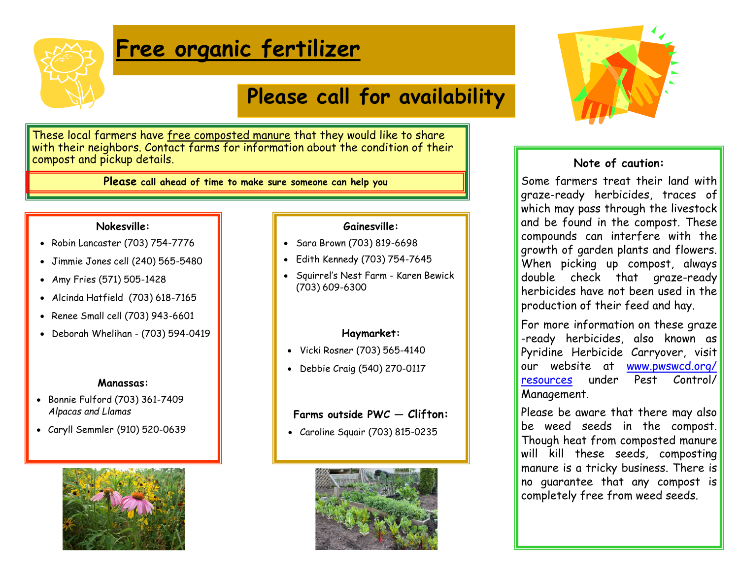# Free organic fertilizer

## Please call for availability

These local farmers have free composted manure that they would like to share with their neighbors. Contact farms for information about the condition of their compost and pickup details.

**Please call ahead of time to make sure someone can help you**

**Nokesville:**

- Robin Lancaster (703) 754-7776
- Jimmie Jones cell (240) 565-5480
- Amy Fries (571) 505-1428
- Alcinda Hatfield (703) 618-7165
- Renee Small cell (703) 943-6601
- Deborah Whelihan - (703) 594-0419

**Manassas:**

- Bonnie Fulford (703) 361-7409
  *Alpacas and Llamas*
- Caryll Semmler (910) 520-0639

**Gainesville:**

- Sara Brown (703) 819-6698
- Edith Kennedy (703) 754-7645
- Squirrel's Nest Farm - Karen Bewick (703) 609-6300

**Haymarket:**

- Vicki Rosner (703) 565-4140
- Debbie Craig (540) 270-0117

**Farms outside PWC — Clifton:**

- Caroline Squair (703) 815-0235

**Note of caution:**

Some farmers treat their land with graze-ready herbicides, traces of which may pass through the livestock and be found in the compost. These compounds can interfere with the growth of garden plants and flowers. When picking up compost, always double check that graze-ready herbicides have not been used in the production of their feed and hay.

For more information on these graze-ready herbicides, also known as Pyridine Herbicide Carryover, visit our website at www.pwswcd.org/resources under Pest Control/Management.

Please be aware that there may also be weed seeds in the compost. Though heat from composted manure will kill these seeds, composting manure is a tricky business. There is no guarantee that any compost is completely free from weed seeds.